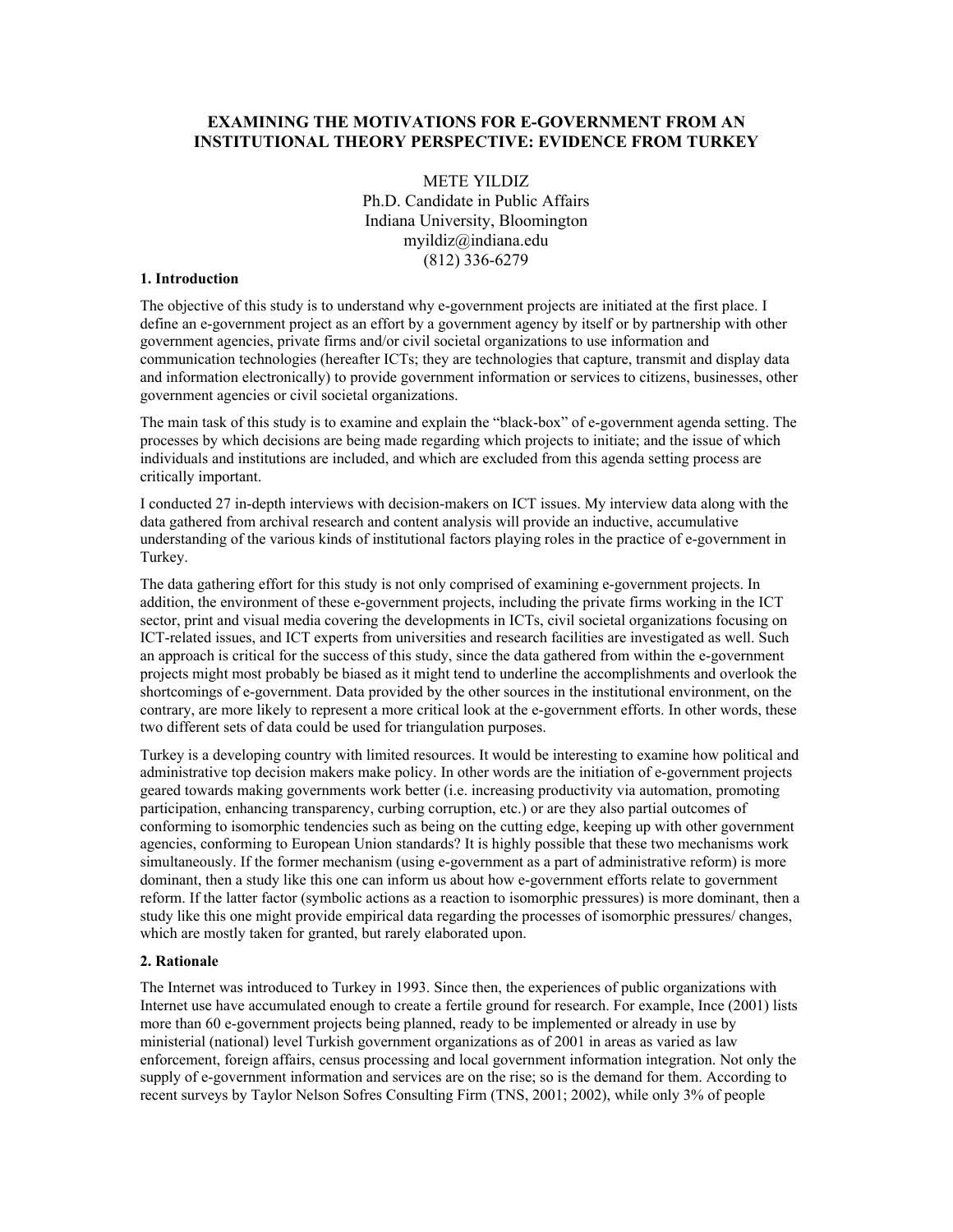# EXAMINING THE MOTIVATIONS FOR E-GOVERNMENT FROM AN INSTITUTIONAL THEORY PERSPECTIVE: EVIDENCE FROM TURKEY

METE YILDIZ
Ph.D. Candidate in Public Affairs
Indiana University, Bloomington
myildiz@indiana.edu
(812) 336-6279

## 1. Introduction

The objective of this study is to understand why e-government projects are initiated at the first place. I define an e-government project as an effort by a government agency by itself or by partnership with other government agencies, private firms and/or civil societal organizations to use information and communication technologies (hereafter ICTs; they are technologies that capture, transmit and display data and information electronically) to provide government information or services to citizens, businesses, other government agencies or civil societal organizations.

The main task of this study is to examine and explain the "black-box" of e-government agenda setting. The processes by which decisions are being made regarding which projects to initiate; and the issue of which individuals and institutions are included, and which are excluded from this agenda setting process are critically important.

I conducted 27 in-depth interviews with decision-makers on ICT issues. My interview data along with the data gathered from archival research and content analysis will provide an inductive, accumulative understanding of the various kinds of institutional factors playing roles in the practice of e-government in Turkey.

The data gathering effort for this study is not only comprised of examining e-government projects. In addition, the environment of these e-government projects, including the private firms working in the ICT sector, print and visual media covering the developments in ICTs, civil societal organizations focusing on ICT-related issues, and ICT experts from universities and research facilities are investigated as well. Such an approach is critical for the success of this study, since the data gathered from within the e-government projects might most probably be biased as it might tend to underline the accomplishments and overlook the shortcomings of e-government. Data provided by the other sources in the institutional environment, on the contrary, are more likely to represent a more critical look at the e-government efforts. In other words, these two different sets of data could be used for triangulation purposes.

Turkey is a developing country with limited resources. It would be interesting to examine how political and administrative top decision makers make policy. In other words are the initiation of e-government projects geared towards making governments work better (i.e. increasing productivity via automation, promoting participation, enhancing transparency, curbing corruption, etc.) or are they also partial outcomes of conforming to isomorphic tendencies such as being on the cutting edge, keeping up with other government agencies, conforming to European Union standards? It is highly possible that these two mechanisms work simultaneously. If the former mechanism (using e-government as a part of administrative reform) is more dominant, then a study like this one can inform us about how e-government efforts relate to government reform. If the latter factor (symbolic actions as a reaction to isomorphic pressures) is more dominant, then a study like this one might provide empirical data regarding the processes of isomorphic pressures/ changes, which are mostly taken for granted, but rarely elaborated upon.

## 2. Rationale

The Internet was introduced to Turkey in 1993. Since then, the experiences of public organizations with Internet use have accumulated enough to create a fertile ground for research. For example, Ince (2001) lists more than 60 e-government projects being planned, ready to be implemented or already in use by ministerial (national) level Turkish government organizations as of 2001 in areas as varied as law enforcement, foreign affairs, census processing and local government information integration. Not only the supply of e-government information and services are on the rise; so is the demand for them. According to recent surveys by Taylor Nelson Sofres Consulting Firm (TNS, 2001; 2002), while only 3% of people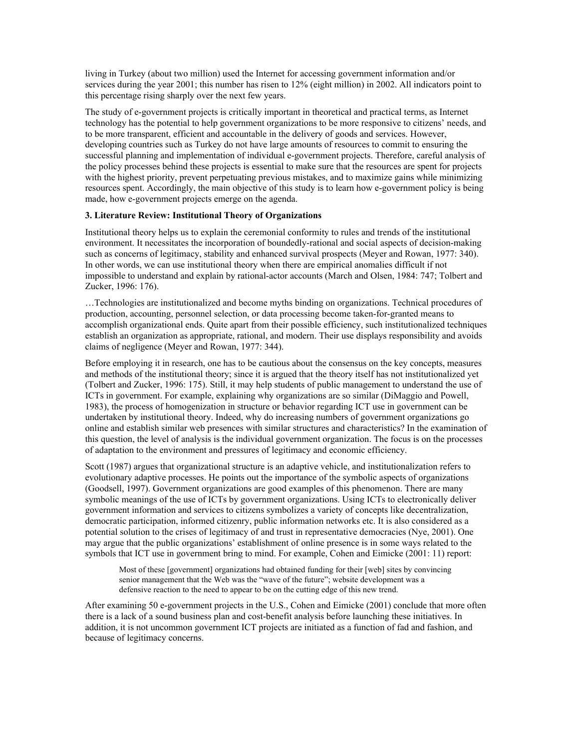living in Turkey (about two million) used the Internet for accessing government information and/or services during the year 2001; this number has risen to 12% (eight million) in 2002. All indicators point to this percentage rising sharply over the next few years.

The study of e-government projects is critically important in theoretical and practical terms, as Internet technology has the potential to help government organizations to be more responsive to citizens' needs, and to be more transparent, efficient and accountable in the delivery of goods and services. However, developing countries such as Turkey do not have large amounts of resources to commit to ensuring the successful planning and implementation of individual e-government projects. Therefore, careful analysis of the policy processes behind these projects is essential to make sure that the resources are spent for projects with the highest priority, prevent perpetuating previous mistakes, and to maximize gains while minimizing resources spent. Accordingly, the main objective of this study is to learn how e-government policy is being made, how e-government projects emerge on the agenda.

**3. Literature Review: Institutional Theory of Organizations**

Institutional theory helps us to explain the ceremonial conformity to rules and trends of the institutional environment. It necessitates the incorporation of boundedly-rational and social aspects of decision-making such as concerns of legitimacy, stability and enhanced survival prospects (Meyer and Rowan, 1977: 340). In other words, we can use institutional theory when there are empirical anomalies difficult if not impossible to understand and explain by rational-actor accounts (March and Olsen, 1984: 747; Tolbert and Zucker, 1996: 176).

…Technologies are institutionalized and become myths binding on organizations. Technical procedures of production, accounting, personnel selection, or data processing become taken-for-granted means to accomplish organizational ends. Quite apart from their possible efficiency, such institutionalized techniques establish an organization as appropriate, rational, and modern. Their use displays responsibility and avoids claims of negligence (Meyer and Rowan, 1977: 344).

Before employing it in research, one has to be cautious about the consensus on the key concepts, measures and methods of the institutional theory; since it is argued that the theory itself has not institutionalized yet (Tolbert and Zucker, 1996: 175). Still, it may help students of public management to understand the use of ICTs in government. For example, explaining why organizations are so similar (DiMaggio and Powell, 1983), the process of homogenization in structure or behavior regarding ICT use in government can be undertaken by institutional theory. Indeed, why do increasing numbers of government organizations go online and establish similar web presences with similar structures and characteristics? In the examination of this question, the level of analysis is the individual government organization. The focus is on the processes of adaptation to the environment and pressures of legitimacy and economic efficiency.

Scott (1987) argues that organizational structure is an adaptive vehicle, and institutionalization refers to evolutionary adaptive processes. He points out the importance of the symbolic aspects of organizations (Goodsell, 1997). Government organizations are good examples of this phenomenon. There are many symbolic meanings of the use of ICTs by government organizations. Using ICTs to electronically deliver government information and services to citizens symbolizes a variety of concepts like decentralization, democratic participation, informed citizenry, public information networks etc. It is also considered as a potential solution to the crises of legitimacy of and trust in representative democracies (Nye, 2001). One may argue that the public organizations' establishment of online presence is in some ways related to the symbols that ICT use in government bring to mind. For example, Cohen and Eimicke (2001: 11) report:

> Most of these [government] organizations had obtained funding for their [web] sites by convincing senior management that the Web was the "wave of the future"; website development was a defensive reaction to the need to appear to be on the cutting edge of this new trend.

After examining 50 e-government projects in the U.S., Cohen and Eimicke (2001) conclude that more often there is a lack of a sound business plan and cost-benefit analysis before launching these initiatives. In addition, it is not uncommon government ICT projects are initiated as a function of fad and fashion, and because of legitimacy concerns.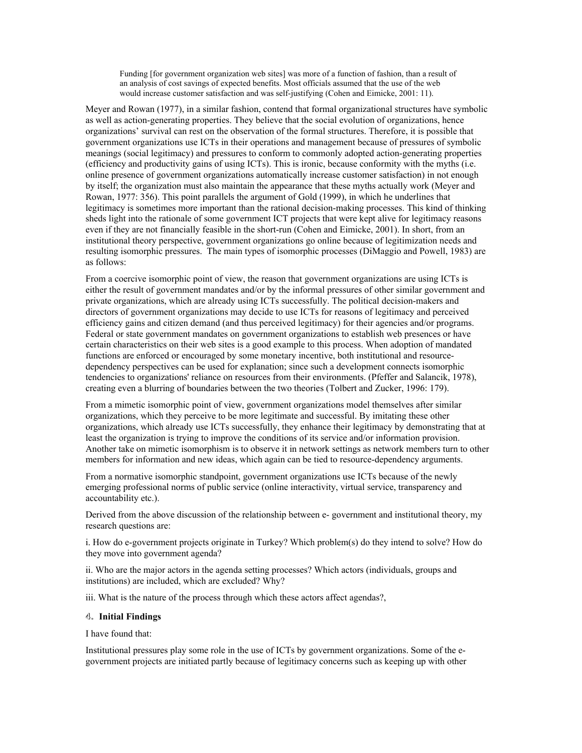> Funding [for government organization web sites] was more of a function of fashion, than a result of an analysis of cost savings of expected benefits. Most officials assumed that the use of the web would increase customer satisfaction and was self-justifying (Cohen and Eimicke, 2001: 11).

Meyer and Rowan (1977), in a similar fashion, contend that formal organizational structures have symbolic as well as action-generating properties. They believe that the social evolution of organizations, hence organizations' survival can rest on the observation of the formal structures. Therefore, it is possible that government organizations use ICTs in their operations and management because of pressures of symbolic meanings (social legitimacy) and pressures to conform to commonly adopted action-generating properties (efficiency and productivity gains of using ICTs). This is ironic, because conformity with the myths (i.e. online presence of government organizations automatically increase customer satisfaction) in not enough by itself; the organization must also maintain the appearance that these myths actually work (Meyer and Rowan, 1977: 356). This point parallels the argument of Gold (1999), in which he underlines that legitimacy is sometimes more important than the rational decision-making processes. This kind of thinking sheds light into the rationale of some government ICT projects that were kept alive for legitimacy reasons even if they are not financially feasible in the short-run (Cohen and Eimicke, 2001). In short, from an institutional theory perspective, government organizations go online because of legitimization needs and resulting isomorphic pressures. The main types of isomorphic processes (DiMaggio and Powell, 1983) are as follows:

From a coercive isomorphic point of view, the reason that government organizations are using ICTs is either the result of government mandates and/or by the informal pressures of other similar government and private organizations, which are already using ICTs successfully. The political decision-makers and directors of government organizations may decide to use ICTs for reasons of legitimacy and perceived efficiency gains and citizen demand (and thus perceived legitimacy) for their agencies and/or programs. Federal or state government mandates on government organizations to establish web presences or have certain characteristics on their web sites is a good example to this process. When adoption of mandated functions are enforced or encouraged by some monetary incentive, both institutional and resource-dependency perspectives can be used for explanation; since such a development connects isomorphic tendencies to organizations' reliance on resources from their environments. (Pfeffer and Salancik, 1978), creating even a blurring of boundaries between the two theories (Tolbert and Zucker, 1996: 179).

From a mimetic isomorphic point of view, government organizations model themselves after similar organizations, which they perceive to be more legitimate and successful. By imitating these other organizations, which already use ICTs successfully, they enhance their legitimacy by demonstrating that at least the organization is trying to improve the conditions of its service and/or information provision. Another take on mimetic isomorphism is to observe it in network settings as network members turn to other members for information and new ideas, which again can be tied to resource-dependency arguments.

From a normative isomorphic standpoint, government organizations use ICTs because of the newly emerging professional norms of public service (online interactivity, virtual service, transparency and accountability etc.).

Derived from the above discussion of the relationship between e- government and institutional theory, my research questions are:

i. How do e-government projects originate in Turkey? Which problem(s) do they intend to solve? How do they move into government agenda?

ii. Who are the major actors in the agenda setting processes? Which actors (individuals, groups and institutions) are included, which are excluded? Why?

iii. What is the nature of the process through which these actors affect agendas?,

## 4. Initial Findings

I have found that:

Institutional pressures play some role in the use of ICTs by government organizations. Some of the e-government projects are initiated partly because of legitimacy concerns such as keeping up with other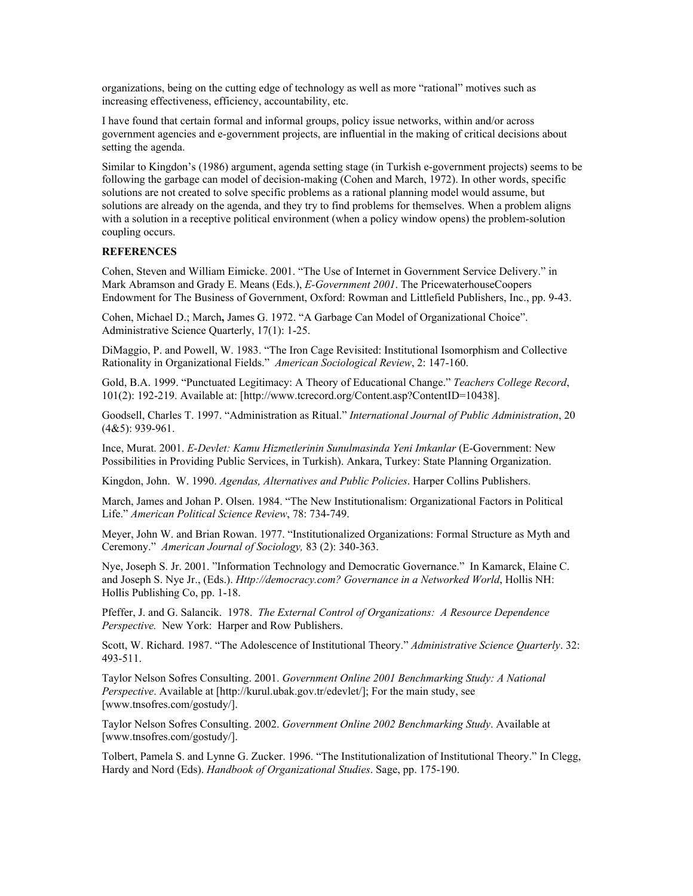organizations, being on the cutting edge of technology as well as more "rational" motives such as increasing effectiveness, efficiency, accountability, etc.

I have found that certain formal and informal groups, policy issue networks, within and/or across government agencies and e-government projects, are influential in the making of critical decisions about setting the agenda.

Similar to Kingdon's (1986) argument, agenda setting stage (in Turkish e-government projects) seems to be following the garbage can model of decision-making (Cohen and March, 1972). In other words, specific solutions are not created to solve specific problems as a rational planning model would assume, but solutions are already on the agenda, and they try to find problems for themselves. When a problem aligns with a solution in a receptive political environment (when a policy window opens) the problem-solution coupling occurs.

**REFERENCES**

Cohen, Steven and William Eimicke. 2001. "The Use of Internet in Government Service Delivery." in Mark Abramson and Grady E. Means (Eds.), *E-Government 2001*. The PricewaterhouseCoopers Endowment for The Business of Government, Oxford: Rowman and Littlefield Publishers, Inc., pp. 9-43.

Cohen, Michael D.; March**,** James G. 1972. "A Garbage Can Model of Organizational Choice". Administrative Science Quarterly, 17(1): 1-25.

DiMaggio, P. and Powell, W. 1983. "The Iron Cage Revisited: Institutional Isomorphism and Collective Rationality in Organizational Fields." *American Sociological Review*, 2: 147-160.

Gold, B.A. 1999. "Punctuated Legitimacy: A Theory of Educational Change." *Teachers College Record*, 101(2): 192-219. Available at: [http://www.tcrecord.org/Content.asp?ContentID=10438].

Goodsell, Charles T. 1997. "Administration as Ritual." *International Journal of Public Administration*, 20 (4&5): 939-961.

Ince, Murat. 2001. *E-Devlet: Kamu Hizmetlerinin Sunulmasinda Yeni Imkanlar* (E-Government: New Possibilities in Providing Public Services, in Turkish). Ankara, Turkey: State Planning Organization.

Kingdon, John. W. 1990. *Agendas, Alternatives and Public Policies*. Harper Collins Publishers.

March, James and Johan P. Olsen. 1984. "The New Institutionalism: Organizational Factors in Political Life." *American Political Science Review*, 78: 734-749.

Meyer, John W. and Brian Rowan. 1977. "Institutionalized Organizations: Formal Structure as Myth and Ceremony." *American Journal of Sociology,* 83 (2): 340-363.

Nye, Joseph S. Jr. 2001. "Information Technology and Democratic Governance." In Kamarck, Elaine C. and Joseph S. Nye Jr., (Eds.). *Http://democracy.com? Governance in a Networked World*, Hollis NH: Hollis Publishing Co, pp. 1-18.

Pfeffer, J. and G. Salancik. 1978. *The External Control of Organizations: A Resource Dependence Perspective.* New York: Harper and Row Publishers.

Scott, W. Richard. 1987. "The Adolescence of Institutional Theory." *Administrative Science Quarterly*. 32: 493-511.

Taylor Nelson Sofres Consulting. 2001. *Government Online 2001 Benchmarking Study: A National Perspective*. Available at [http://kurul.ubak.gov.tr/edevlet/]; For the main study, see [www.tnsofres.com/gostudy/].

Taylor Nelson Sofres Consulting. 2002. *Government Online 2002 Benchmarking Study*. Available at [www.tnsofres.com/gostudy/].

Tolbert, Pamela S. and Lynne G. Zucker. 1996. "The Institutionalization of Institutional Theory." In Clegg, Hardy and Nord (Eds). *Handbook of Organizational Studies*. Sage, pp. 175-190.